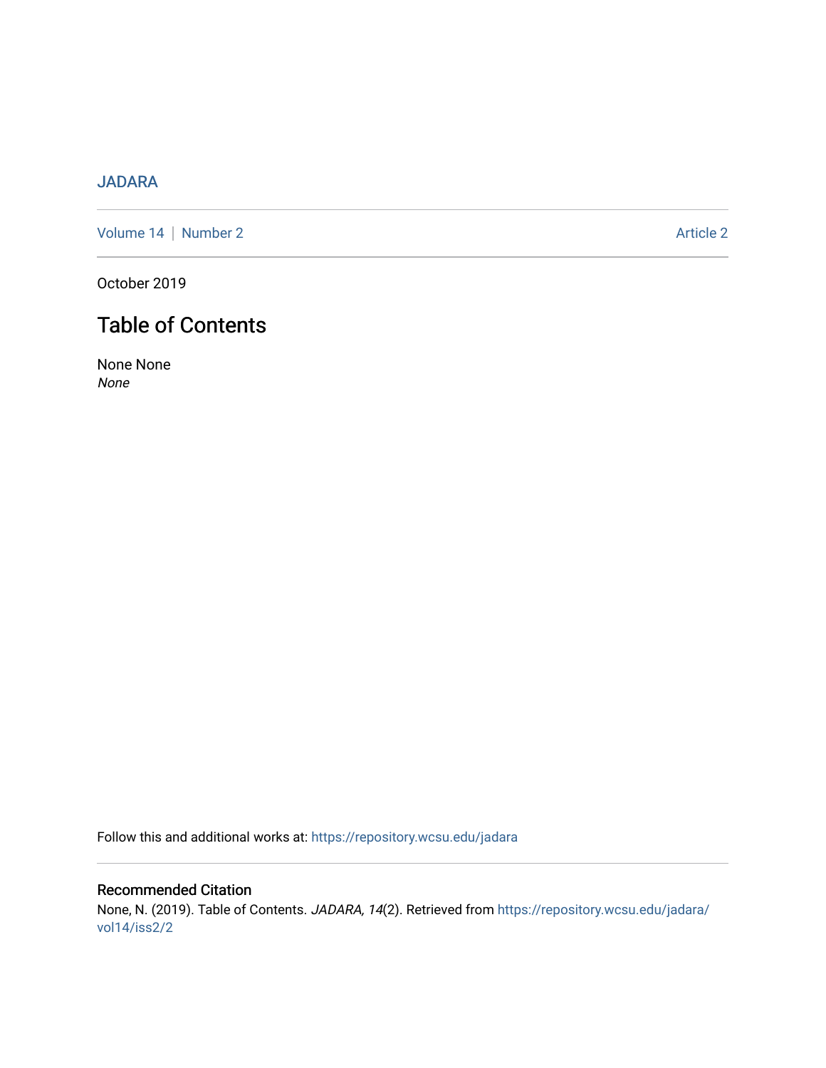JADARA

Volume 14 | Number 2 Article 2

October 2019

# Table of Contents

None None
*None*

Follow this and additional works at: https://repository.wcsu.edu/jadara

## Recommended Citation

None, N. (2019). Table of Contents. *JADARA, 14*(2). Retrieved from https://repository.wcsu.edu/jadara/vol14/iss2/2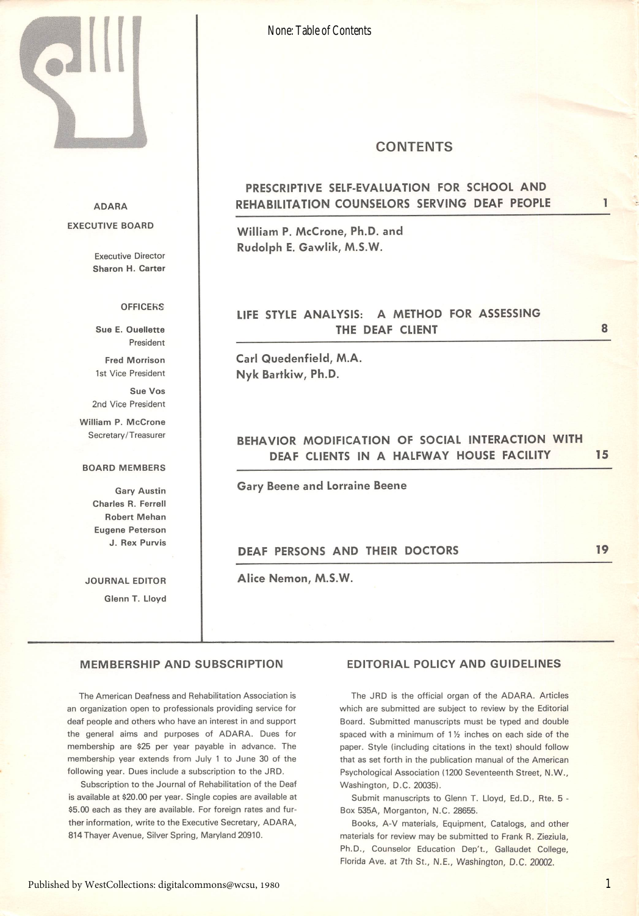None: Table of Contents

ADARA

EXECUTIVE BOARD

Executive Director
**Sharon H. Carter**

OFFICERS

**Sue E. Ouellette**
President

**Fred Morrison**
1st Vice President

**Sue Vos**
2nd Vice President

**William P. McCrone**
Secretary/Treasurer

BOARD MEMBERS

**Gary Austin**
**Charles R. Ferrell**
**Robert Mehan**
**Eugene Peterson**
**J. Rex Purvis**

JOURNAL EDITOR

**Glenn T. Lloyd**

# CONTENTS

**PRESCRIPTIVE SELF-EVALUATION FOR SCHOOL AND REHABILITATION COUNSELORS SERVING DEAF PEOPLE** — 1

William P. McCrone, Ph.D. and
Rudolph E. Gawlik, M.S.W.

**LIFE STYLE ANALYSIS: A METHOD FOR ASSESSING THE DEAF CLIENT** — 8

Carl Quedenfield, M.A.
Nyk Bartkiw, Ph.D.

**BEHAVIOR MODIFICATION OF SOCIAL INTERACTION WITH DEAF CLIENTS IN A HALFWAY HOUSE FACILITY** — 15

Gary Beene and Lorraine Beene

**DEAF PERSONS AND THEIR DOCTORS** — 19

Alice Nemon, M.S.W.

## MEMBERSHIP AND SUBSCRIPTION

The American Deafness and Rehabilitation Association is an organization open to professionals providing service for deaf people and others who have an interest in and support the general aims and purposes of ADARA. Dues for membership are $25 per year payable in advance. The membership year extends from July 1 to June 30 of the following year. Dues include a subscription to the JRD.

Subscription to the Journal of Rehabilitation of the Deaf is available at $20.00 per year. Single copies are available at $5.00 each as they are available. For foreign rates and further information, write to the Executive Secretary, ADARA, 814 Thayer Avenue, Silver Spring, Maryland 20910.

## EDITORIAL POLICY AND GUIDELINES

The JRD is the official organ of the ADARA. Articles which are submitted are subject to review by the Editorial Board. Submitted manuscripts must be typed and double spaced with a minimum of 1½ inches on each side of the paper. Style (including citations in the text) should follow that as set forth in the publication manual of the American Psychological Association (1200 Seventeenth Street, N.W., Washington, D.C. 20035).

Submit manuscripts to Glenn T. Lloyd, Ed.D., Rte. 5 - Box 535A, Morganton, N.C. 28655.

Books, A-V materials, Equipment, Catalogs, and other materials for review may be submitted to Frank R. Zieziula, Ph.D., Counselor Education Dep't., Gallaudet College, Florida Ave. at 7th St., N.E., Washington, D.C. 20002.

Published by WestCollections: digitalcommons@wcsu, 1980